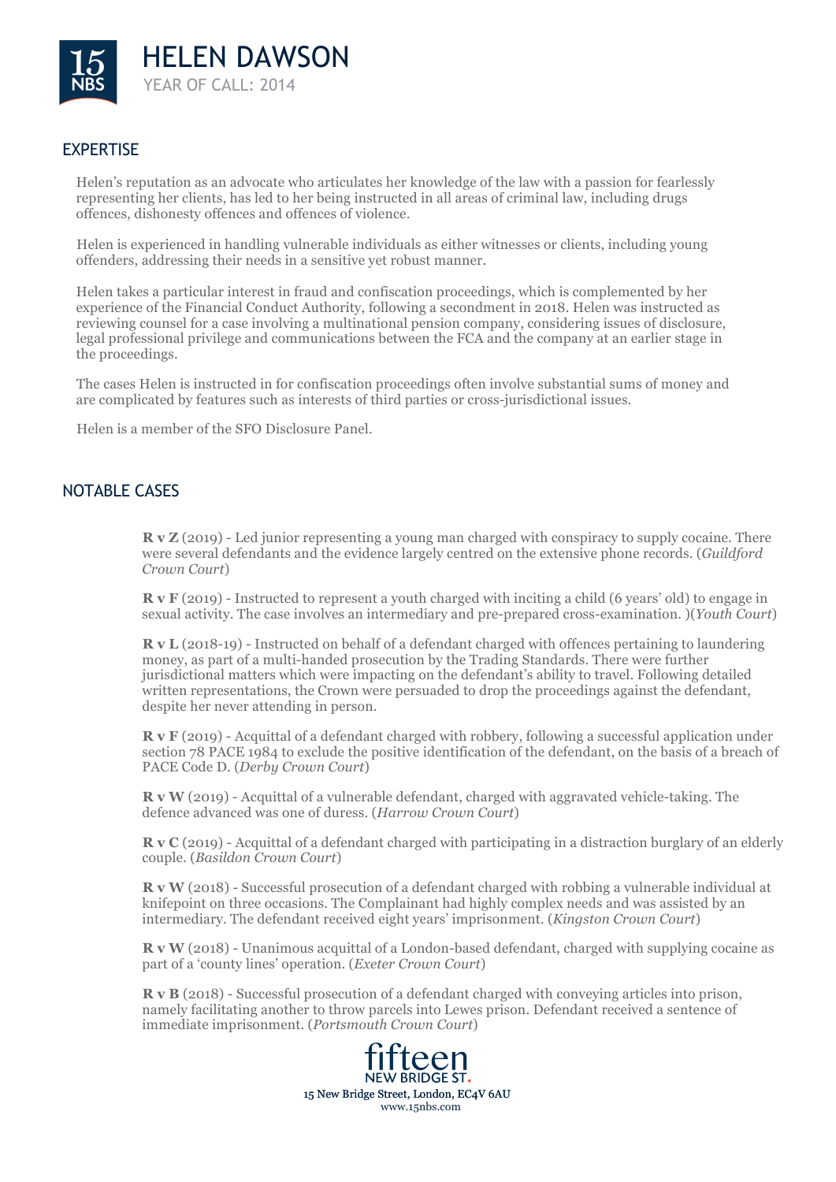# HELEN DAWSON

YEAR OF CALL: 2014

## EXPERTISE

Helen's reputation as an advocate who articulates her knowledge of the law with a passion for fearlessly representing her clients, has led to her being instructed in all areas of criminal law, including drugs offences, dishonesty offences and offences of violence.

Helen is experienced in handling vulnerable individuals as either witnesses or clients, including young offenders, addressing their needs in a sensitive yet robust manner.

Helen takes a particular interest in fraud and confiscation proceedings, which is complemented by her experience of the Financial Conduct Authority, following a secondment in 2018. Helen was instructed as reviewing counsel for a case involving a multinational pension company, considering issues of disclosure, legal professional privilege and communications between the FCA and the company at an earlier stage in the proceedings.

The cases Helen is instructed in for confiscation proceedings often involve substantial sums of money and are complicated by features such as interests of third parties or cross-jurisdictional issues.

Helen is a member of the SFO Disclosure Panel.

## NOTABLE CASES

**R v Z** (2019) - Led junior representing a young man charged with conspiracy to supply cocaine. There were several defendants and the evidence largely centred on the extensive phone records. (*Guildford Crown Court*)

**R v F** (2019) - Instructed to represent a youth charged with inciting a child (6 years' old) to engage in sexual activity. The case involves an intermediary and pre-prepared cross-examination. )(*Youth Court*)

**R v L** (2018-19) - Instructed on behalf of a defendant charged with offences pertaining to laundering money, as part of a multi-handed prosecution by the Trading Standards. There were further jurisdictional matters which were impacting on the defendant's ability to travel. Following detailed written representations, the Crown were persuaded to drop the proceedings against the defendant, despite her never attending in person.

**R v F** (2019) - Acquittal of a defendant charged with robbery, following a successful application under section 78 PACE 1984 to exclude the positive identification of the defendant, on the basis of a breach of PACE Code D. (*Derby Crown Court*)

**R v W** (2019) - Acquittal of a vulnerable defendant, charged with aggravated vehicle-taking. The defence advanced was one of duress. (*Harrow Crown Court*)

**R v C** (2019) - Acquittal of a defendant charged with participating in a distraction burglary of an elderly couple. (*Basildon Crown Court*)

**R v W** (2018) - Successful prosecution of a defendant charged with robbing a vulnerable individual at knifepoint on three occasions. The Complainant had highly complex needs and was assisted by an intermediary. The defendant received eight years' imprisonment. (*Kingston Crown Court*)

**R v W** (2018) - Unanimous acquittal of a London-based defendant, charged with supplying cocaine as part of a 'county lines' operation. (*Exeter Crown Court*)

**R v B** (2018) - Successful prosecution of a defendant charged with conveying articles into prison, namely facilitating another to throw parcels into Lewes prison. Defendant received a sentence of immediate imprisonment. (*Portsmouth Crown Court*)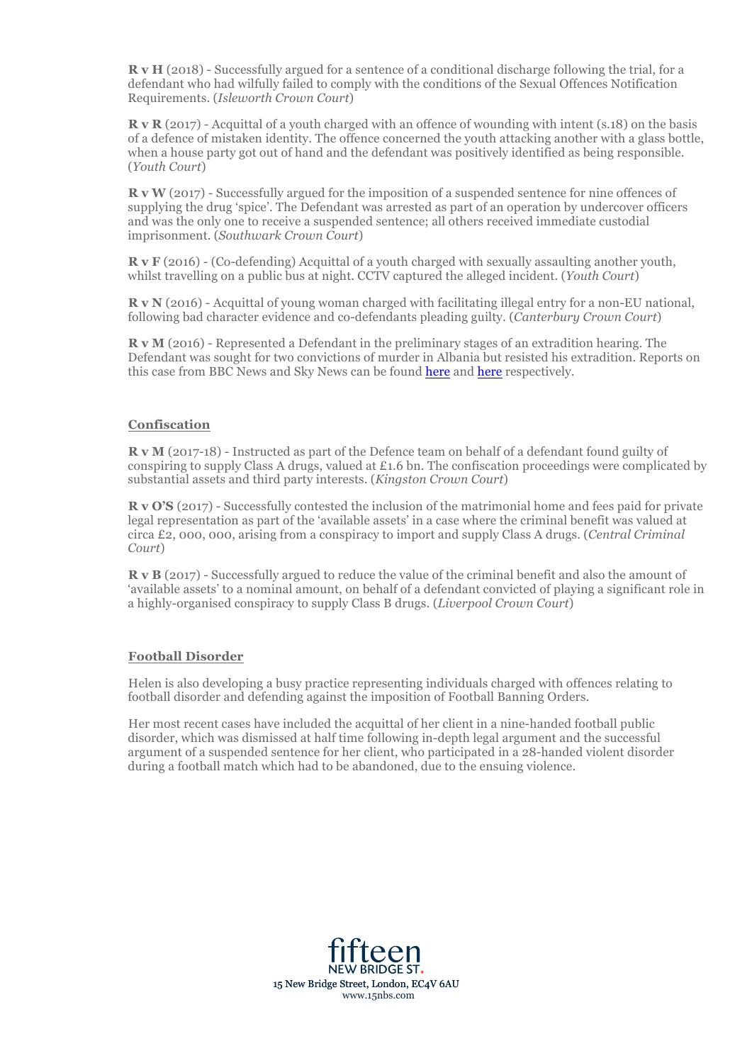**R v H** (2018) - Successfully argued for a sentence of a conditional discharge following the trial, for a defendant who had wilfully failed to comply with the conditions of the Sexual Offences Notification Requirements. (*Isleworth Crown Court*)

**R v R** (2017) - Acquittal of a youth charged with an offence of wounding with intent (s.18) on the basis of a defence of mistaken identity. The offence concerned the youth attacking another with a glass bottle, when a house party got out of hand and the defendant was positively identified as being responsible. (*Youth Court*)

**R v W** (2017) - Successfully argued for the imposition of a suspended sentence for nine offences of supplying the drug 'spice'. The Defendant was arrested as part of an operation by undercover officers and was the only one to receive a suspended sentence; all others received immediate custodial imprisonment. (*Southwark Crown Court*)

**R v F** (2016) - (Co-defending) Acquittal of a youth charged with sexually assaulting another youth, whilst travelling on a public bus at night. CCTV captured the alleged incident. (*Youth Court*)

**R v N** (2016) - Acquittal of young woman charged with facilitating illegal entry for a non-EU national, following bad character evidence and co-defendants pleading guilty. (*Canterbury Crown Court*)

**R v M** (2016) - Represented a Defendant in the preliminary stages of an extradition hearing. The Defendant was sought for two convictions of murder in Albania but resisted his extradition. Reports on this case from BBC News and Sky News can be found here and here respectively.

## Confiscation

**R v M** (2017-18) - Instructed as part of the Defence team on behalf of a defendant found guilty of conspiring to supply Class A drugs, valued at £1.6 bn. The confiscation proceedings were complicated by substantial assets and third party interests. (*Kingston Crown Court*)

**R v O'S** (2017) - Successfully contested the inclusion of the matrimonial home and fees paid for private legal representation as part of the 'available assets' in a case where the criminal benefit was valued at circa £2, 000, 000, arising from a conspiracy to import and supply Class A drugs. (*Central Criminal Court*)

**R v B** (2017) - Successfully argued to reduce the value of the criminal benefit and also the amount of 'available assets' to a nominal amount, on behalf of a defendant convicted of playing a significant role in a highly-organised conspiracy to supply Class B drugs. (*Liverpool Crown Court*)

## Football Disorder

Helen is also developing a busy practice representing individuals charged with offences relating to football disorder and defending against the imposition of Football Banning Orders.

Her most recent cases have included the acquittal of her client in a nine-handed football public disorder, which was dismissed at half time following in-depth legal argument and the successful argument of a suspended sentence for her client, who participated in a 28-handed violent disorder during a football match which had to be abandoned, due to the ensuing violence.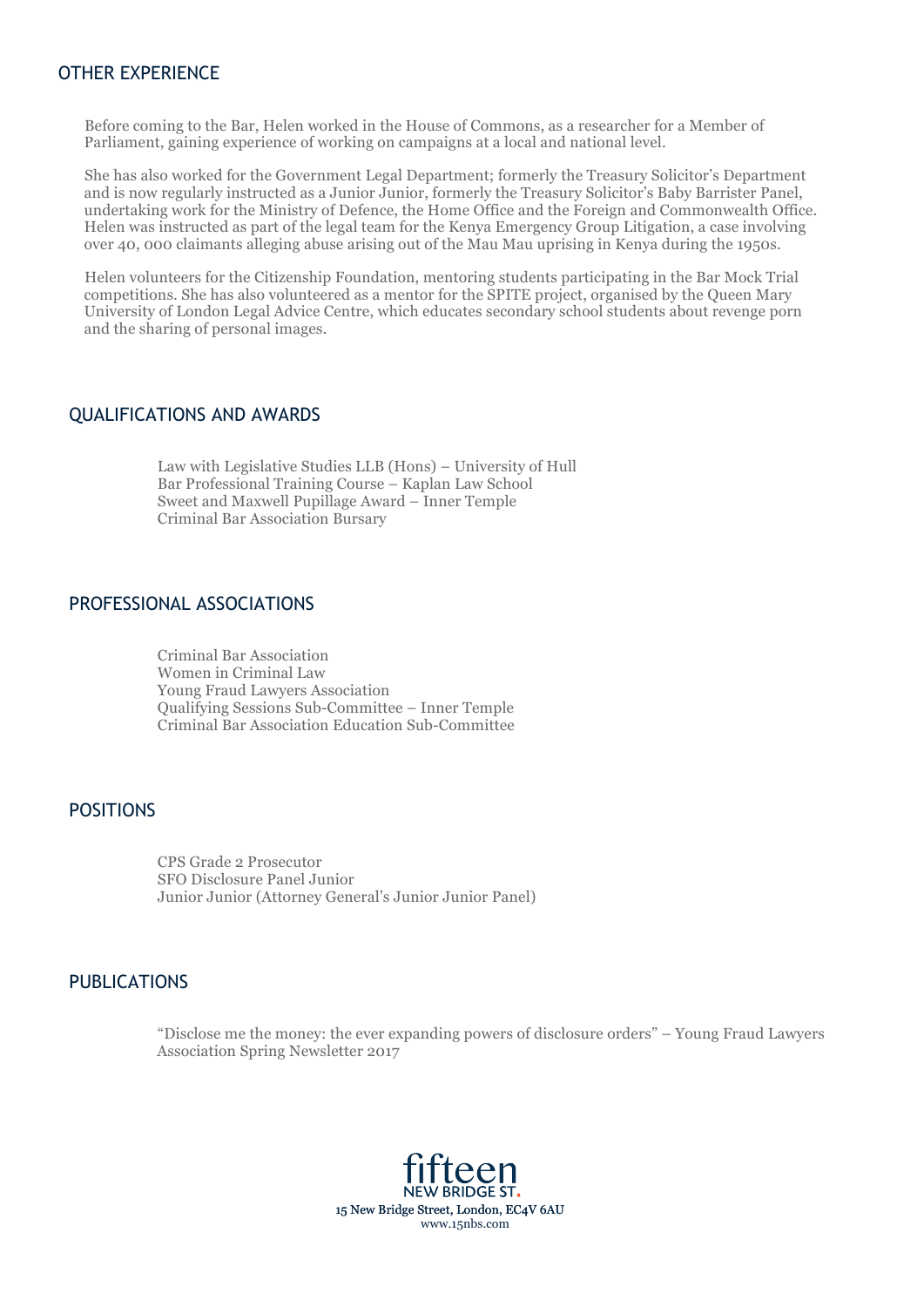## OTHER EXPERIENCE

Before coming to the Bar, Helen worked in the House of Commons, as a researcher for a Member of Parliament, gaining experience of working on campaigns at a local and national level.

She has also worked for the Government Legal Department; formerly the Treasury Solicitor's Department and is now regularly instructed as a Junior Junior, formerly the Treasury Solicitor's Baby Barrister Panel, undertaking work for the Ministry of Defence, the Home Office and the Foreign and Commonwealth Office. Helen was instructed as part of the legal team for the Kenya Emergency Group Litigation, a case involving over 40, 000 claimants alleging abuse arising out of the Mau Mau uprising in Kenya during the 1950s.

Helen volunteers for the Citizenship Foundation, mentoring students participating in the Bar Mock Trial competitions. She has also volunteered as a mentor for the SPITE project, organised by the Queen Mary University of London Legal Advice Centre, which educates secondary school students about revenge porn and the sharing of personal images.

## QUALIFICATIONS AND AWARDS

Law with Legislative Studies LLB (Hons) – University of Hull
Bar Professional Training Course – Kaplan Law School
Sweet and Maxwell Pupillage Award – Inner Temple
Criminal Bar Association Bursary

## PROFESSIONAL ASSOCIATIONS

Criminal Bar Association
Women in Criminal Law
Young Fraud Lawyers Association
Qualifying Sessions Sub-Committee – Inner Temple
Criminal Bar Association Education Sub-Committee

## POSITIONS

CPS Grade 2 Prosecutor
SFO Disclosure Panel Junior
Junior Junior (Attorney General's Junior Junior Panel)

## PUBLICATIONS

"Disclose me the money: the ever expanding powers of disclosure orders" – Young Fraud Lawyers Association Spring Newsletter 2017

fifteen
NEW BRIDGE ST.
15 New Bridge Street, London, EC4V 6AU
www.15nbs.com